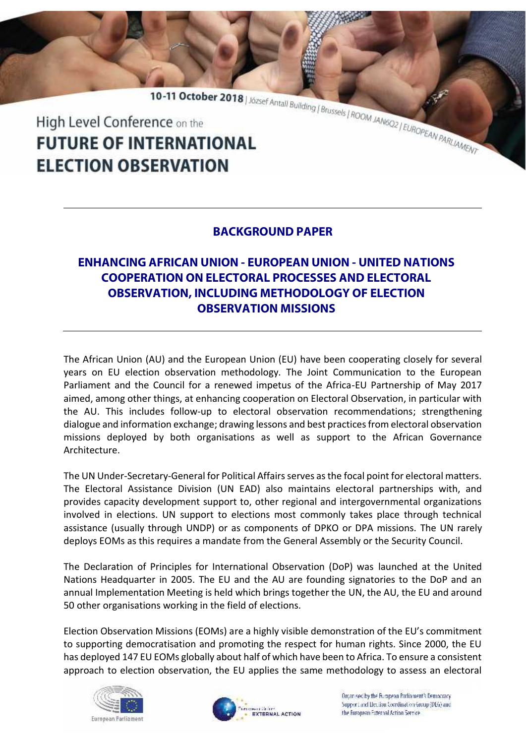10-11 October 2018 | József Antall Building | Brussels | ROOM JAN6Q2 | EUROPEAN PARLIAMENT

High Level Conference on the

# FUTURE OF INTERNATIONAL ELECTION OBSERVATION

## BACKGROUND PAPER

## ENHANCING AFRICAN UNION - EUROPEAN UNION - UNITED NATIONS COOPERATION ON ELECTORAL PROCESSES AND ELECTORAL OBSERVATION, INCLUDING METHODOLOGY OF ELECTION OBSERVATION MISSIONS

The African Union (AU) and the European Union (EU) have been cooperating closely for several years on EU election observation methodology. The Joint Communication to the European Parliament and the Council for a renewed impetus of the Africa-EU Partnership of May 2017 aimed, among other things, at enhancing cooperation on Electoral Observation, in particular with the AU. This includes follow-up to electoral observation recommendations; strengthening dialogue and information exchange; drawing lessons and best practices from electoral observation missions deployed by both organisations as well as support to the African Governance Architecture.

The UN Under-Secretary-General for Political Affairs serves as the focal point for electoral matters. The Electoral Assistance Division (UN EAD) also maintains electoral partnerships with, and provides capacity development support to, other regional and intergovernmental organizations involved in elections. UN support to elections most commonly takes place through technical assistance (usually through UNDP) or as components of DPKO or DPA missions. The UN rarely deploys EOMs as this requires a mandate from the General Assembly or the Security Council.

The Declaration of Principles for International Observation (DoP) was launched at the United Nations Headquarter in 2005. The EU and the AU are founding signatories to the DoP and an annual Implementation Meeting is held which brings together the UN, the AU, the EU and around 50 other organisations working in the field of elections.

Election Observation Missions (EOMs) are a highly visible demonstration of the EU's commitment to supporting democratisation and promoting the respect for human rights. Since 2000, the EU has deployed 147 EU EOMs globally about half of which have been to Africa. To ensure a consistent approach to election observation, the EU applies the same methodology to assess an electoral

Organised by the European Parliament's Democracy Support and Election Coordination Group (DEG) and the European External Action Service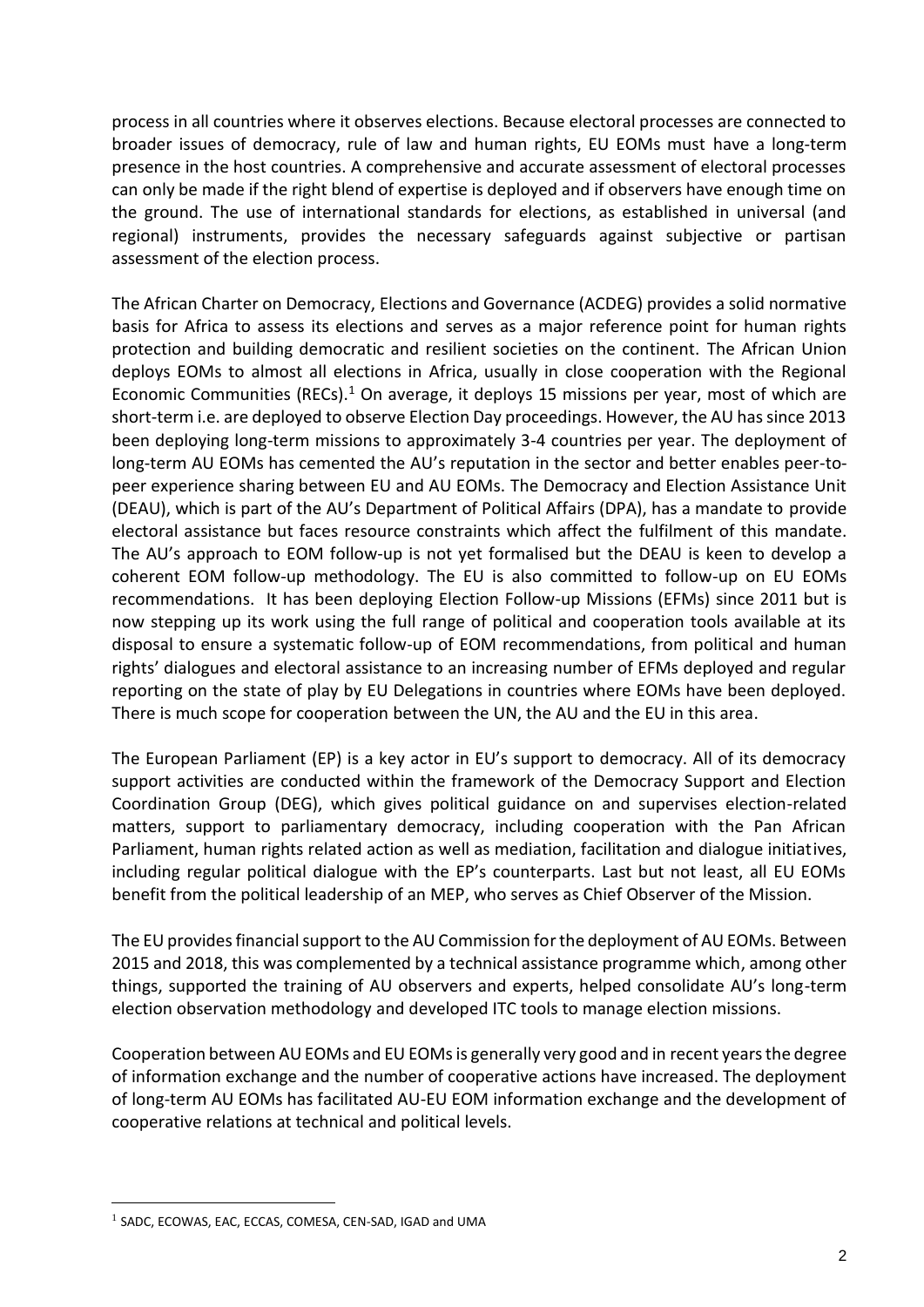process in all countries where it observes elections. Because electoral processes are connected to broader issues of democracy, rule of law and human rights, EU EOMs must have a long-term presence in the host countries. A comprehensive and accurate assessment of electoral processes can only be made if the right blend of expertise is deployed and if observers have enough time on the ground. The use of international standards for elections, as established in universal (and regional) instruments, provides the necessary safeguards against subjective or partisan assessment of the election process.

The African Charter on Democracy, Elections and Governance (ACDEG) provides a solid normative basis for Africa to assess its elections and serves as a major reference point for human rights protection and building democratic and resilient societies on the continent. The African Union deploys EOMs to almost all elections in Africa, usually in close cooperation with the Regional Economic Communities (RECs).[1] On average, it deploys 15 missions per year, most of which are short-term i.e. are deployed to observe Election Day proceedings. However, the AU has since 2013 been deploying long-term missions to approximately 3-4 countries per year. The deployment of long-term AU EOMs has cemented the AU's reputation in the sector and better enables peer-to-peer experience sharing between EU and AU EOMs. The Democracy and Election Assistance Unit (DEAU), which is part of the AU's Department of Political Affairs (DPA), has a mandate to provide electoral assistance but faces resource constraints which affect the fulfilment of this mandate. The AU's approach to EOM follow-up is not yet formalised but the DEAU is keen to develop a coherent EOM follow-up methodology. The EU is also committed to follow-up on EU EOMs recommendations. It has been deploying Election Follow-up Missions (EFMs) since 2011 but is now stepping up its work using the full range of political and cooperation tools available at its disposal to ensure a systematic follow-up of EOM recommendations, from political and human rights' dialogues and electoral assistance to an increasing number of EFMs deployed and regular reporting on the state of play by EU Delegations in countries where EOMs have been deployed. There is much scope for cooperation between the UN, the AU and the EU in this area.

The European Parliament (EP) is a key actor in EU's support to democracy. All of its democracy support activities are conducted within the framework of the Democracy Support and Election Coordination Group (DEG), which gives political guidance on and supervises election-related matters, support to parliamentary democracy, including cooperation with the Pan African Parliament, human rights related action as well as mediation, facilitation and dialogue initiatives, including regular political dialogue with the EP's counterparts. Last but not least, all EU EOMs benefit from the political leadership of an MEP, who serves as Chief Observer of the Mission.

The EU provides financial support to the AU Commission for the deployment of AU EOMs. Between 2015 and 2018, this was complemented by a technical assistance programme which, among other things, supported the training of AU observers and experts, helped consolidate AU's long-term election observation methodology and developed ITC tools to manage election missions.

Cooperation between AU EOMs and EU EOMs is generally very good and in recent years the degree of information exchange and the number of cooperative actions have increased. The deployment of long-term AU EOMs has facilitated AU-EU EOM information exchange and the development of cooperative relations at technical and political levels.

[1] SADC, ECOWAS, EAC, ECCAS, COMESA, CEN-SAD, IGAD and UMA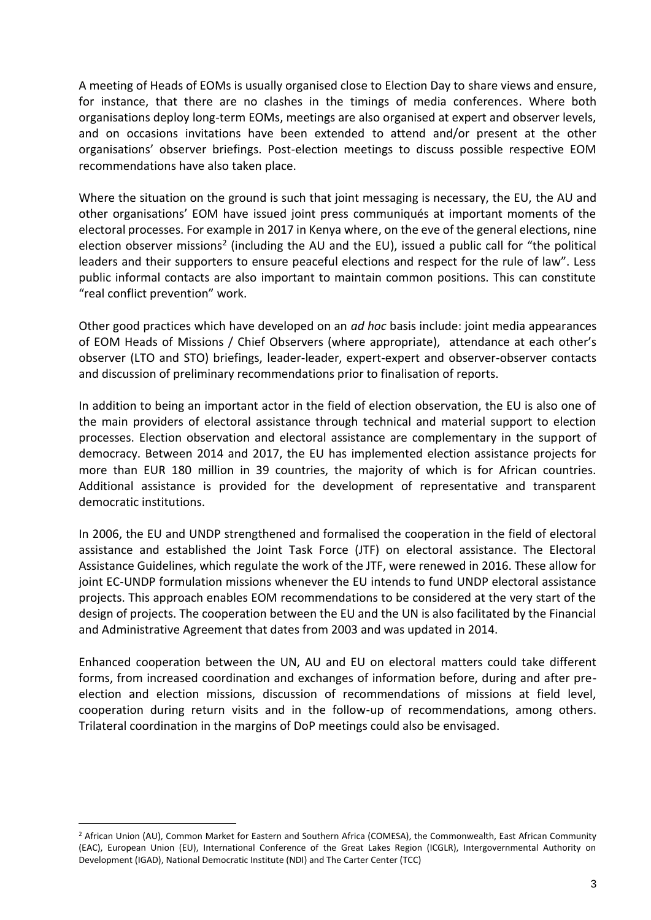A meeting of Heads of EOMs is usually organised close to Election Day to share views and ensure, for instance, that there are no clashes in the timings of media conferences. Where both organisations deploy long-term EOMs, meetings are also organised at expert and observer levels, and on occasions invitations have been extended to attend and/or present at the other organisations' observer briefings. Post-election meetings to discuss possible respective EOM recommendations have also taken place.

Where the situation on the ground is such that joint messaging is necessary, the EU, the AU and other organisations' EOM have issued joint press communiqués at important moments of the electoral processes. For example in 2017 in Kenya where, on the eve of the general elections, nine election observer missions[2] (including the AU and the EU), issued a public call for "the political leaders and their supporters to ensure peaceful elections and respect for the rule of law". Less public informal contacts are also important to maintain common positions. This can constitute "real conflict prevention" work.

Other good practices which have developed on an *ad hoc* basis include: joint media appearances of EOM Heads of Missions / Chief Observers (where appropriate), attendance at each other's observer (LTO and STO) briefings, leader-leader, expert-expert and observer-observer contacts and discussion of preliminary recommendations prior to finalisation of reports.

In addition to being an important actor in the field of election observation, the EU is also one of the main providers of electoral assistance through technical and material support to election processes. Election observation and electoral assistance are complementary in the support of democracy. Between 2014 and 2017, the EU has implemented election assistance projects for more than EUR 180 million in 39 countries, the majority of which is for African countries. Additional assistance is provided for the development of representative and transparent democratic institutions.

In 2006, the EU and UNDP strengthened and formalised the cooperation in the field of electoral assistance and established the Joint Task Force (JTF) on electoral assistance. The Electoral Assistance Guidelines, which regulate the work of the JTF, were renewed in 2016. These allow for joint EC-UNDP formulation missions whenever the EU intends to fund UNDP electoral assistance projects. This approach enables EOM recommendations to be considered at the very start of the design of projects. The cooperation between the EU and the UN is also facilitated by the Financial and Administrative Agreement that dates from 2003 and was updated in 2014.

Enhanced cooperation between the UN, AU and EU on electoral matters could take different forms, from increased coordination and exchanges of information before, during and after pre-election and election missions, discussion of recommendations of missions at field level, cooperation during return visits and in the follow-up of recommendations, among others. Trilateral coordination in the margins of DoP meetings could also be envisaged.

[2] African Union (AU), Common Market for Eastern and Southern Africa (COMESA), the Commonwealth, East African Community (EAC), European Union (EU), International Conference of the Great Lakes Region (ICGLR), Intergovernmental Authority on Development (IGAD), National Democratic Institute (NDI) and The Carter Center (TCC)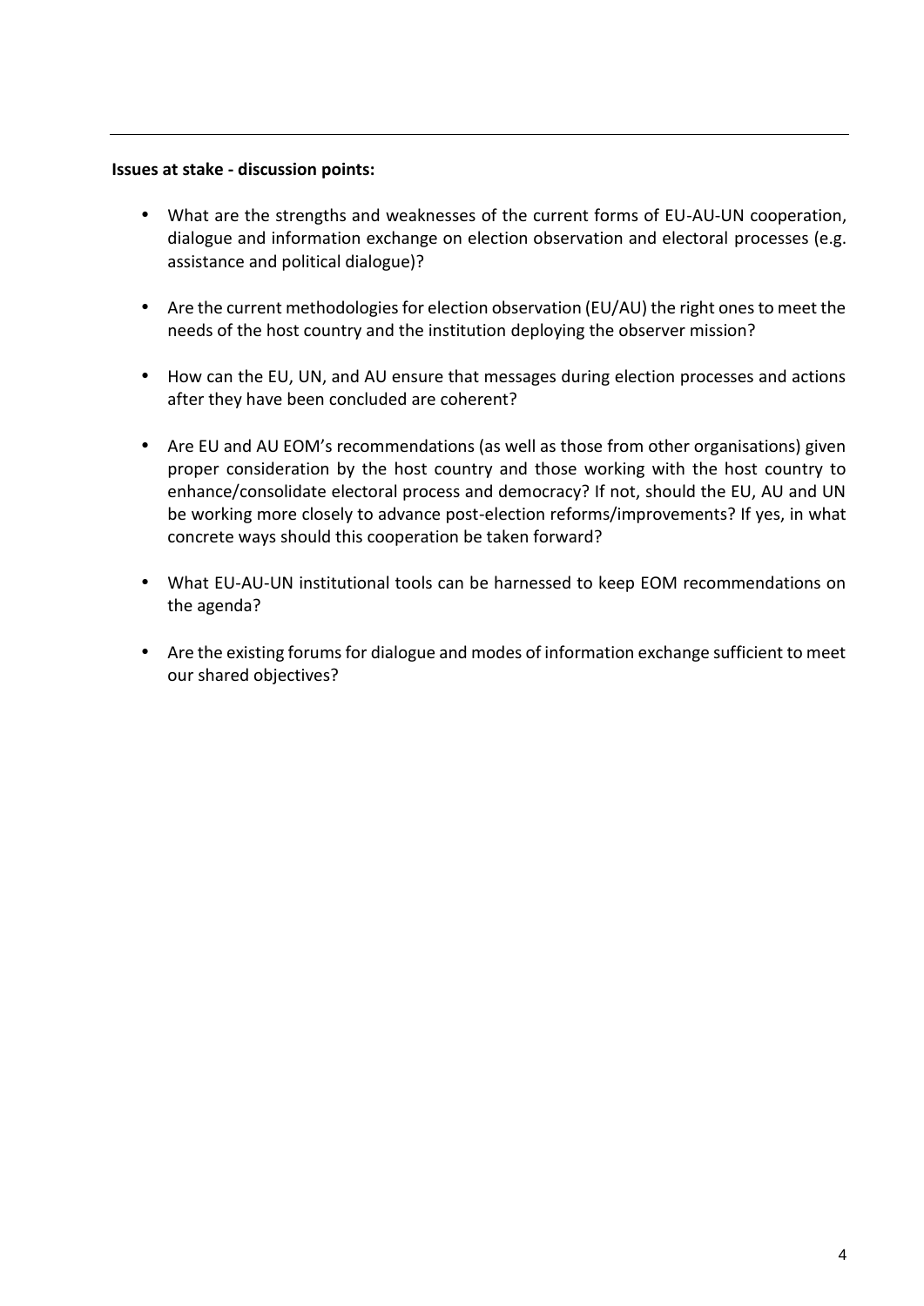**Issues at stake - discussion points:**

- What are the strengths and weaknesses of the current forms of EU-AU-UN cooperation, dialogue and information exchange on election observation and electoral processes (e.g. assistance and political dialogue)?
- Are the current methodologies for election observation (EU/AU) the right ones to meet the needs of the host country and the institution deploying the observer mission?
- How can the EU, UN, and AU ensure that messages during election processes and actions after they have been concluded are coherent?
- Are EU and AU EOM's recommendations (as well as those from other organisations) given proper consideration by the host country and those working with the host country to enhance/consolidate electoral process and democracy? If not, should the EU, AU and UN be working more closely to advance post-election reforms/improvements? If yes, in what concrete ways should this cooperation be taken forward?
- What EU-AU-UN institutional tools can be harnessed to keep EOM recommendations on the agenda?
- Are the existing forums for dialogue and modes of information exchange sufficient to meet our shared objectives?